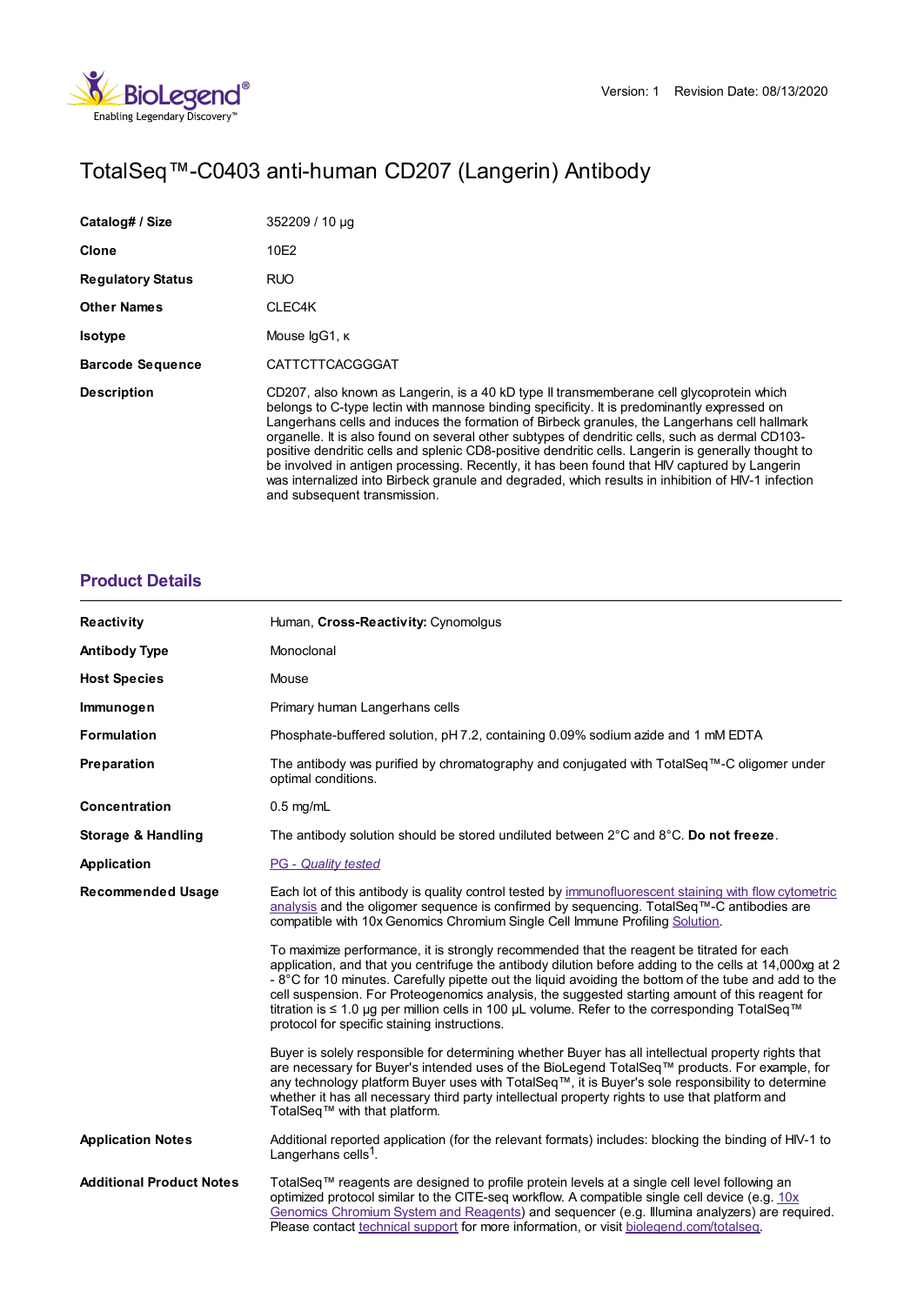Version: 1 Revision Date: 08/13/2020

# TotalSeq™-C0403 anti-human CD207 (Langerin) Antibody

| | |
|---|---|
| **Catalog# / Size** | 352209 / 10 µg |
| **Clone** | 10E2 |
| **Regulatory Status** | RUO |
| **Other Names** | CLEC4K |
| **Isotype** | Mouse IgG1, κ |
| **Barcode Sequence** | CATTCTTCACGGGAT |
| **Description** | CD207, also known as Langerin, is a 40 kD type II transmembrane cell glycoprotein which belongs to C-type lectin with mannose binding specificity. It is predominantly expressed on Langerhans cells and induces the formation of Birbeck granules, the Langerhans cell hallmark organelle. It is also found on several other subtypes of dendritic cells, such as dermal CD103-positive dendritic cells and splenic CD8-positive dendritic cells. Langerin is generally thought to be involved in antigen processing. Recently, it has been found that HIV captured by Langerin was internalized into Birbeck granule and degraded, which results in inhibition of HIV-1 infection and subsequent transmission. |

## Product Details

| | |
|---|---|
| **Reactivity** | Human, **Cross-Reactivity:** Cynomolgus |
| **Antibody Type** | Monoclonal |
| **Host Species** | Mouse |
| **Immunogen** | Primary human Langerhans cells |
| **Formulation** | Phosphate-buffered solution, pH 7.2, containing 0.09% sodium azide and 1 mM EDTA |
| **Preparation** | The antibody was purified by chromatography and conjugated with TotalSeq™-C oligomer under optimal conditions. |
| **Concentration** | 0.5 mg/mL |
| **Storage & Handling** | The antibody solution should be stored undiluted between 2°C and 8°C. **Do not freeze**. |
| **Application** | *PG - Quality tested* |
| **Recommended Usage** | Each lot of this antibody is quality control tested by immunofluorescent staining with flow cytometric analysis and the oligomer sequence is confirmed by sequencing. TotalSeq™-C antibodies are compatible with 10x Genomics Chromium Single Cell Immune Profiling Solution.<br><br>To maximize performance, it is strongly recommended that the reagent be titrated for each application, and that you centrifuge the antibody dilution before adding to the cells at 14,000xg at 2 - 8°C for 10 minutes. Carefully pipette out the liquid avoiding the bottom of the tube and add to the cell suspension. For Proteogenomics analysis, the suggested starting amount of this reagent for titration is ≤ 1.0 µg per million cells in 100 µL volume. Refer to the corresponding TotalSeq™ protocol for specific staining instructions.<br><br>Buyer is solely responsible for determining whether Buyer has all intellectual property rights that are necessary for Buyer's intended uses of the BioLegend TotalSeq™ products. For example, for any technology platform Buyer uses with TotalSeq™, it is Buyer's sole responsibility to determine whether it has all necessary third party intellectual property rights to use that platform and TotalSeq™ with that platform. |
| **Application Notes** | Additional reported application (for the relevant formats) includes: blocking the binding of HIV-1 to Langerhans cells[1]. |
| **Additional Product Notes** | TotalSeq™ reagents are designed to profile protein levels at a single cell level following an optimized protocol similar to the CITE-seq workflow. A compatible single cell device (e.g. 10x Genomics Chromium System and Reagents) and sequencer (e.g. Illumina analyzers) are required. Please contact technical support for more information, or visit biolegend.com/totalseq. |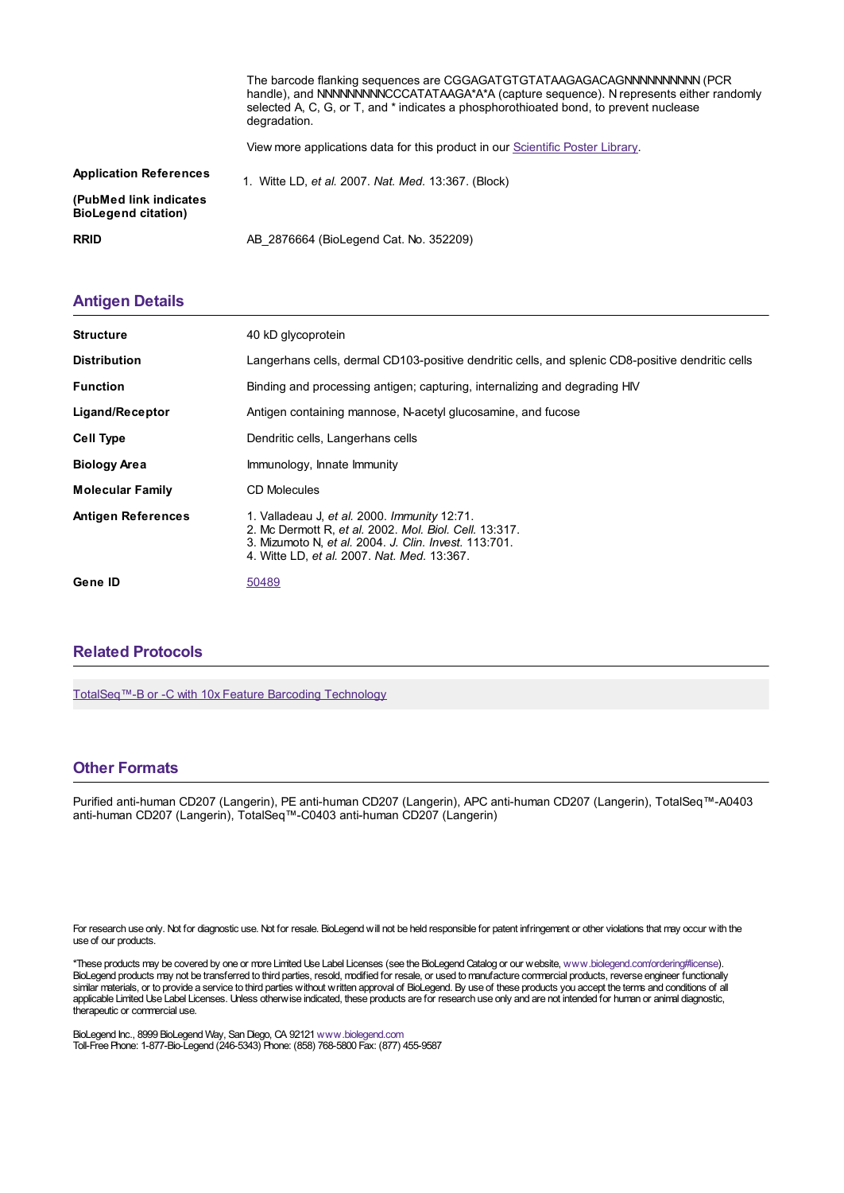The barcode flanking sequences are CGGAGATGTGTATAAGAGACAGNNNNNNNNNN (PCR handle), and NNNNNNNNNNCCCATATAAGA*A*A (capture sequence). N represents either randomly selected A, C, G, or T, and * indicates a phosphorothioated bond, to prevent nuclease degradation.

View more applications data for this product in our Scientific Poster Library.

| | |
|---|---|
| **Application References** **(PubMed link indicates BioLegend citation)** | 1. Witte LD, *et al.* 2007. *Nat. Med.* 13:367. (Block) |
| **RRID** | AB_2876664 (BioLegend Cat. No. 352209) |

## Antigen Details

| | |
|---|---|
| **Structure** | 40 kD glycoprotein |
| **Distribution** | Langerhans cells, dermal CD103-positive dendritic cells, and splenic CD8-positive dendritic cells |
| **Function** | Binding and processing antigen; capturing, internalizing and degrading HIV |
| **Ligand/Receptor** | Antigen containing mannose, N-acetyl glucosamine, and fucose |
| **Cell Type** | Dendritic cells, Langerhans cells |
| **Biology Area** | Immunology, Innate Immunity |
| **Molecular Family** | CD Molecules |
| **Antigen References** | 1. Valladeau J, *et al.* 2000. *Immunity* 12:71.<br>2. Mc Dermott R, *et al.* 2002. *Mol. Biol. Cell.* 13:317.<br>3. Mizumoto N, *et al.* 2004. *J. Clin. Invest.* 113:701.<br>4. Witte LD, *et al.* 2007. *Nat. Med.* 13:367. |
| **Gene ID** | 50489 |

## Related Protocols

TotalSeq™-B or -C with 10x Feature Barcoding Technology

## Other Formats

Purified anti-human CD207 (Langerin), PE anti-human CD207 (Langerin), APC anti-human CD207 (Langerin), TotalSeq™-A0403 anti-human CD207 (Langerin), TotalSeq™-C0403 anti-human CD207 (Langerin)

For research use only. Not for diagnostic use. Not for resale. BioLegend will not be held responsible for patent infringement or other violations that may occur with the use of our products.

*These products may be covered by one or more Limited Use Label Licenses (see the BioLegend Catalog or our website, www.biolegend.com/ordering#license). BioLegend products may not be transferred to third parties, resold, modified for resale, or used to manufacture commercial products, reverse engineer functionally similar materials, or to provide a service to third parties without written approval of BioLegend. By use of these products you accept the terms and conditions of all applicable Limited Use Label Licenses. Unless otherwise indicated, these products are for research use only and are not intended for human or animal diagnostic, therapeutic or commercial use.

BioLegend Inc., 8999 BioLegend Way, San Diego, CA 92121 www.biolegend.com
Toll-Free Phone: 1-877-Bio-Legend (246-5343) Phone: (858) 768-5800 Fax: (877) 455-9587